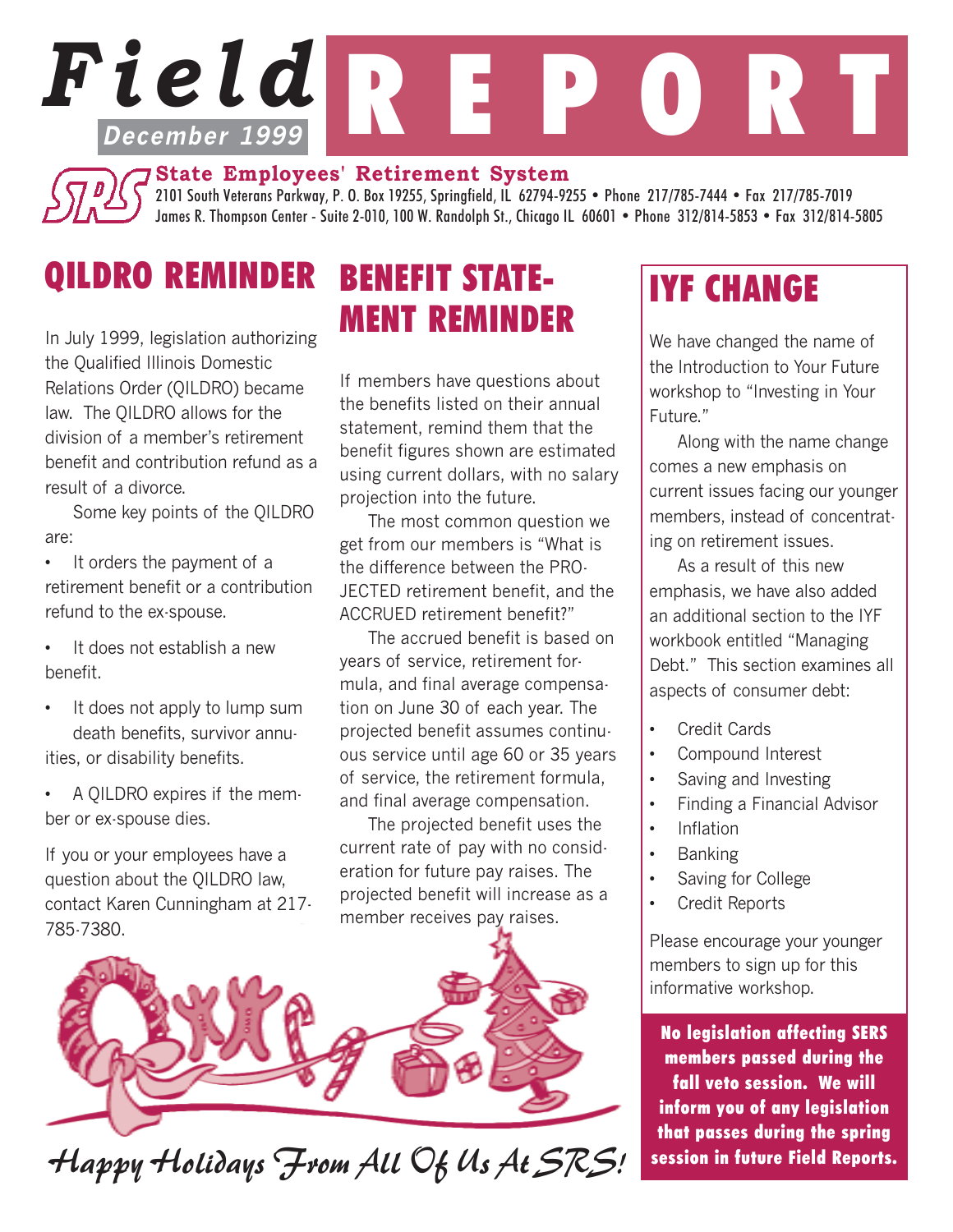# Field REPORT

**December 1999**

**State Employees' Retirement System**

2101 South Veterans Parkway, P. O. Box 19255, Springfield, IL 62794-9255 • Phone 217/785-7444 • Fax 217/785-7019
James R. Thompson Center - Suite 2-010, 100 W. Randolph St., Chicago IL 60601 • Phone 312/814-5853 • Fax 312/814-5805

## QILDRO REMINDER

In July 1999, legislation authorizing the Qualified Illinois Domestic Relations Order (QILDRO) became law. The QILDRO allows for the division of a member's retirement benefit and contribution refund as a result of a divorce.

Some key points of the QILDRO are:

- It orders the payment of a retirement benefit or a contribution refund to the ex-spouse.
- It does not establish a new benefit.
- It does not apply to lump sum death benefits, survivor annuities, or disability benefits.
- A QILDRO expires if the member or ex-spouse dies.

If you or your employees have a question about the QILDRO law, contact Karen Cunningham at 217-785-7380.

## BENEFIT STATEMENT REMINDER

If members have questions about the benefits listed on their annual statement, remind them that the benefit figures shown are estimated using current dollars, with no salary projection into the future.

The most common question we get from our members is "What is the difference between the PROJECTED retirement benefit, and the ACCRUED retirement benefit?"

The accrued benefit is based on years of service, retirement formula, and final average compensation on June 30 of each year. The projected benefit assumes continuous service until age 60 or 35 years of service, the retirement formula, and final average compensation.

The projected benefit uses the current rate of pay with no consideration for future pay raises. The projected benefit will increase as a member receives pay raises.

*Happy Holidays From All Of Us At SRS!*

## IYF CHANGE

We have changed the name of the Introduction to Your Future workshop to "Investing in Your Future."

Along with the name change comes a new emphasis on current issues facing our younger members, instead of concentrating on retirement issues.

As a result of this new emphasis, we have also added an additional section to the IYF workbook entitled "Managing Debt." This section examines all aspects of consumer debt:

- Credit Cards
- Compound Interest
- Saving and Investing
- Finding a Financial Advisor
- Inflation
- Banking
- Saving for College
- Credit Reports

Please encourage your younger members to sign up for this informative workshop.

**No legislation affecting SERS members passed during the fall veto session. We will inform you of any legislation that passes during the spring session in future Field Reports.**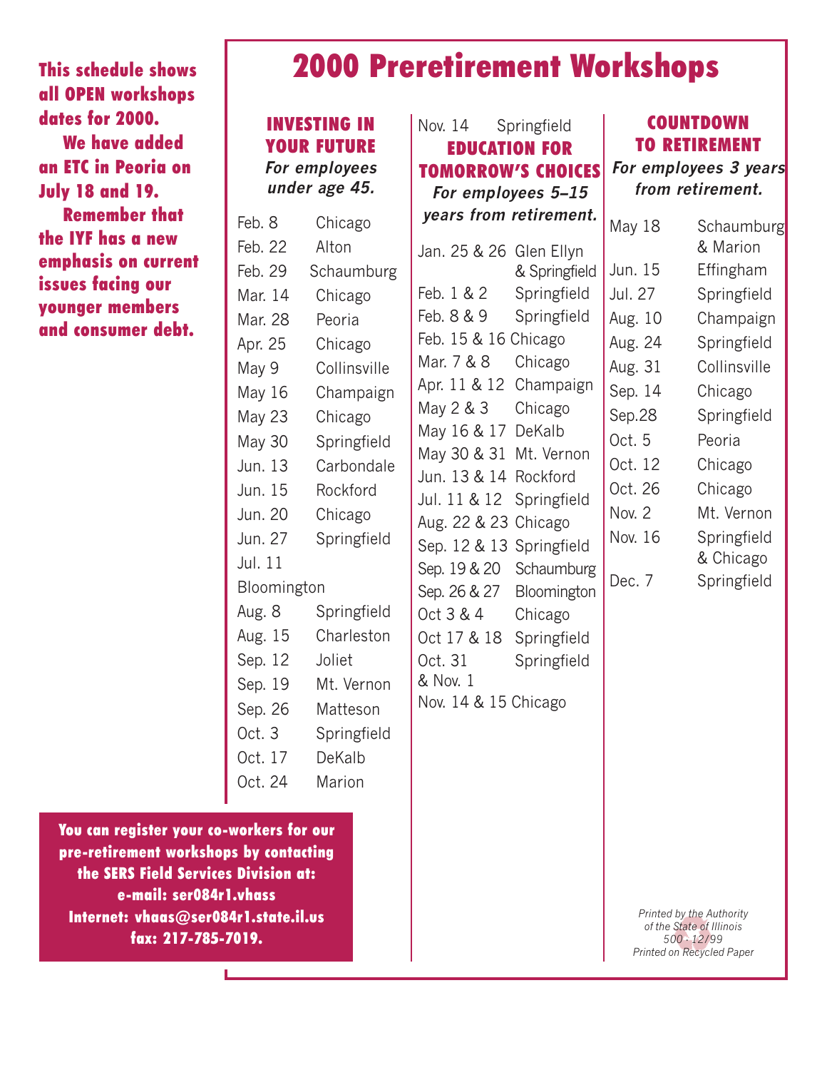This schedule shows all OPEN workshops dates for 2000.

We have added an ETC in Peoria on July 18 and 19.

Remember that the IYF has a new emphasis on current issues facing our younger members and consumer debt.

# 2000 Preretirement Workshops

## INVESTING IN YOUR FUTURE

*For employees under age 45.*

| | |
|---|---|
| Feb. 8 | Chicago |
| Feb. 22 | Alton |
| Feb. 29 | Schaumburg |
| Mar. 14 | Chicago |
| Mar. 28 | Peoria |
| Apr. 25 | Chicago |
| May 9 | Collinsville |
| May 16 | Champaign |
| May 23 | Chicago |
| May 30 | Springfield |
| Jun. 13 | Carbondale |
| Jun. 15 | Rockford |
| Jun. 20 | Chicago |
| Jun. 27 | Springfield |
| Jul. 11 | Bloomington |
| Aug. 8 | Springfield |
| Aug. 15 | Charleston |
| Sep. 12 | Joliet |
| Sep. 19 | Mt. Vernon |
| Sep. 26 | Matteson |
| Oct. 3 | Springfield |
| Oct. 17 | DeKalb |
| Oct. 24 | Marion |
| Nov. 14 | Springfield |

## EDUCATION FOR TOMORROW'S CHOICES

*For employees 5–15 years from retirement.*

| | |
|---|---|
| Jan. 25 & 26 | Glen Ellyn & Springfield |
| Feb. 1 & 2 | Springfield |
| Feb. 8 & 9 | Springfield |
| Feb. 15 & 16 | Chicago |
| Mar. 7 & 8 | Chicago |
| Apr. 11 & 12 | Champaign |
| May 2 & 3 | Chicago |
| May 16 & 17 | DeKalb |
| May 30 & 31 | Mt. Vernon |
| Jun. 13 & 14 | Rockford |
| Jul. 11 & 12 | Springfield |
| Aug. 22 & 23 | Chicago |
| Sep. 12 & 13 | Springfield |
| Sep. 19 & 20 | Schaumburg |
| Sep. 26 & 27 | Bloomington |
| Oct 3 & 4 | Chicago |
| Oct 17 & 18 | Springfield |
| Oct. 31 & Nov. 1 | Springfield |
| Nov. 14 & 15 | Chicago |

## COUNTDOWN TO RETIREMENT

*For employees 3 years from retirement.*

| | |
|---|---|
| May 18 | Schaumburg & Marion |
| Jun. 15 | Effingham |
| Jul. 27 | Springfield |
| Aug. 10 | Champaign |
| Aug. 24 | Springfield |
| Aug. 31 | Collinsville |
| Sep. 14 | Chicago |
| Sep.28 | Springfield |
| Oct. 5 | Peoria |
| Oct. 12 | Chicago |
| Oct. 26 | Chicago |
| Nov. 2 | Mt. Vernon |
| Nov. 16 | Springfield & Chicago |
| Dec. 7 | Springfield |

**You can register your co-workers for our pre-retirement workshops by contacting the SERS Field Services Division at:
e-mail: ser084r1.vhass
Internet: vhaas@ser084r1.state.il.us
fax: 217-785-7019.**

*Printed by the Authority of the State of Illinois
500 - 12/99
Printed on Recycled Paper*